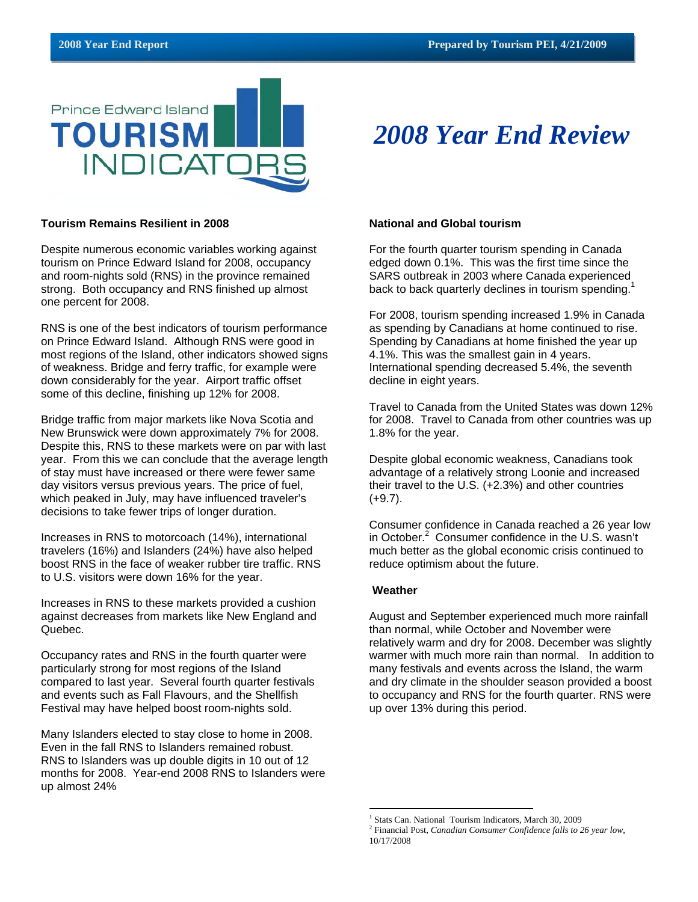# 2008 Year End Review

Prince Edward Island TOURISM INDICATORS

## Tourism Remains Resilient in 2008

Despite numerous economic variables working against tourism on Prince Edward Island for 2008, occupancy and room-nights sold (RNS) in the province remained strong. Both occupancy and RNS finished up almost one percent for 2008.

RNS is one of the best indicators of tourism performance on Prince Edward Island. Although RNS were good in most regions of the Island, other indicators showed signs of weakness. Bridge and ferry traffic, for example were down considerably for the year. Airport traffic offset some of this decline, finishing up 12% for 2008.

Bridge traffic from major markets like Nova Scotia and New Brunswick were down approximately 7% for 2008. Despite this, RNS to these markets were on par with last year. From this we can conclude that the average length of stay must have increased or there were fewer same day visitors versus previous years. The price of fuel, which peaked in July, may have influenced traveler's decisions to take fewer trips of longer duration.

Increases in RNS to motorcoach (14%), international travelers (16%) and Islanders (24%) have also helped boost RNS in the face of weaker rubber tire traffic. RNS to U.S. visitors were down 16% for the year.

Increases in RNS to these markets provided a cushion against decreases from markets like New England and Quebec.

Occupancy rates and RNS in the fourth quarter were particularly strong for most regions of the Island compared to last year. Several fourth quarter festivals and events such as Fall Flavours, and the Shellfish Festival may have helped boost room-nights sold.

Many Islanders elected to stay close to home in 2008. Even in the fall RNS to Islanders remained robust. RNS to Islanders was up double digits in 10 out of 12 months for 2008. Year-end 2008 RNS to Islanders were up almost 24%

## National and Global tourism

For the fourth quarter tourism spending in Canada edged down 0.1%. This was the first time since the SARS outbreak in 2003 where Canada experienced back to back quarterly declines in tourism spending.[1]

For 2008, tourism spending increased 1.9% in Canada as spending by Canadians at home continued to rise. Spending by Canadians at home finished the year up 4.1%. This was the smallest gain in 4 years. International spending decreased 5.4%, the seventh decline in eight years.

Travel to Canada from the United States was down 12% for 2008. Travel to Canada from other countries was up 1.8% for the year.

Despite global economic weakness, Canadians took advantage of a relatively strong Loonie and increased their travel to the U.S. (+2.3%) and other countries (+9.7).

Consumer confidence in Canada reached a 26 year low in October.[2] Consumer confidence in the U.S. wasn't much better as the global economic crisis continued to reduce optimism about the future.

## Weather

August and September experienced much more rainfall than normal, while October and November were relatively warm and dry for 2008. December was slightly warmer with much more rain than normal. In addition to many festivals and events across the Island, the warm and dry climate in the shoulder season provided a boost to occupancy and RNS for the fourth quarter. RNS were up over 13% during this period.

---

[1] Stats Can. National Tourism Indicators, March 30, 2009

[2] Financial Post, *Canadian Consumer Confidence falls to 26 year low*, 10/17/2008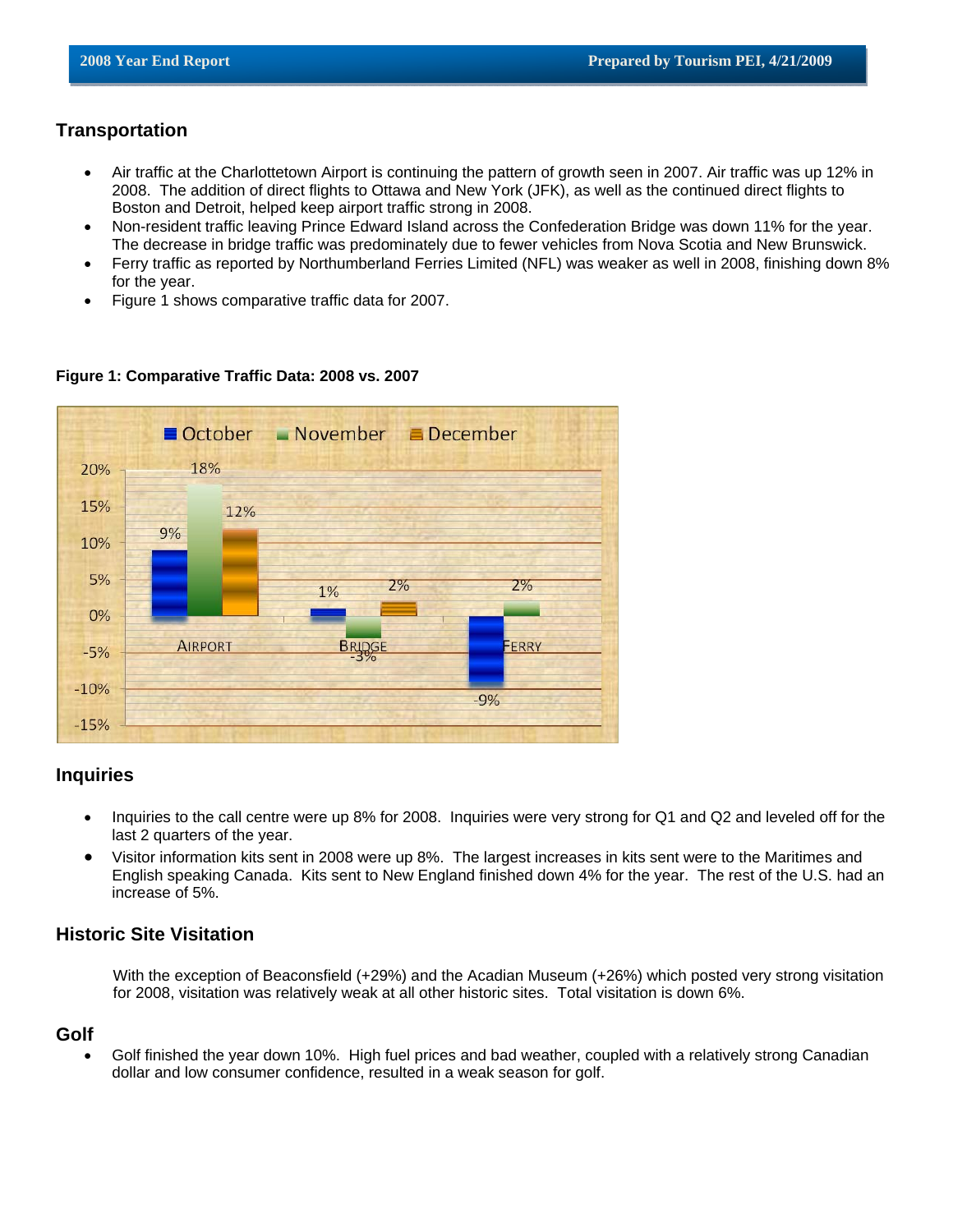## Transportation

- Air traffic at the Charlottetown Airport is continuing the pattern of growth seen in 2007. Air traffic was up 12% in 2008. The addition of direct flights to Ottawa and New York (JFK), as well as the continued direct flights to Boston and Detroit, helped keep airport traffic strong in 2008.
- Non-resident traffic leaving Prince Edward Island across the Confederation Bridge was down 11% for the year. The decrease in bridge traffic was predominately due to fewer vehicles from Nova Scotia and New Brunswick.
- Ferry traffic as reported by Northumberland Ferries Limited (NFL) was weaker as well in 2008, finishing down 8% for the year.
- Figure 1 shows comparative traffic data for 2007.

**Figure 1: Comparative Traffic Data: 2008 vs. 2007**

| | October | November | December |
|---|---|---|---|
| Airport | 9% | 18% | 12% |
| Bridge | 1% | -3% | 2% |
| Ferry | -9% | 2% | |

## Inquiries

- Inquiries to the call centre were up 8% for 2008. Inquiries were very strong for Q1 and Q2 and leveled off for the last 2 quarters of the year.
- Visitor information kits sent in 2008 were up 8%. The largest increases in kits sent were to the Maritimes and English speaking Canada. Kits sent to New England finished down 4% for the year. The rest of the U.S. had an increase of 5%.

## Historic Site Visitation

With the exception of Beaconsfield (+29%) and the Acadian Museum (+26%) which posted very strong visitation for 2008, visitation was relatively weak at all other historic sites. Total visitation is down 6%.

## Golf

- Golf finished the year down 10%. High fuel prices and bad weather, coupled with a relatively strong Canadian dollar and low consumer confidence, resulted in a weak season for golf.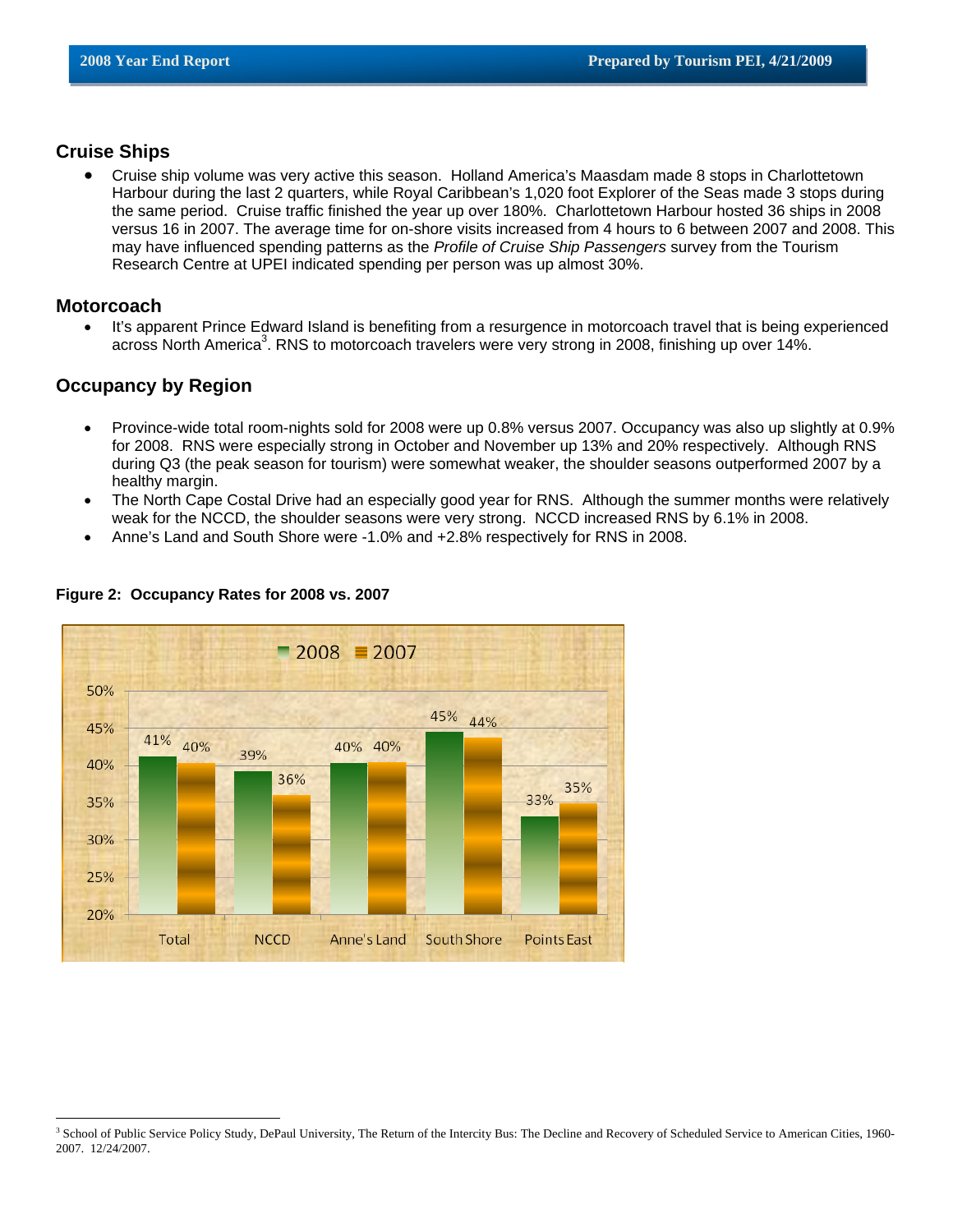## Cruise Ships

- Cruise ship volume was very active this season. Holland America's Maasdam made 8 stops in Charlottetown Harbour during the last 2 quarters, while Royal Caribbean's 1,020 foot Explorer of the Seas made 3 stops during the same period. Cruise traffic finished the year up over 180%. Charlottetown Harbour hosted 36 ships in 2008 versus 16 in 2007. The average time for on-shore visits increased from 4 hours to 6 between 2007 and 2008. This may have influenced spending patterns as the *Profile of Cruise Ship Passengers* survey from the Tourism Research Centre at UPEI indicated spending per person was up almost 30%.

## Motorcoach

- It's apparent Prince Edward Island is benefiting from a resurgence in motorcoach travel that is being experienced across North America[3]. RNS to motorcoach travelers were very strong in 2008, finishing up over 14%.

## Occupancy by Region

- Province-wide total room-nights sold for 2008 were up 0.8% versus 2007. Occupancy was also up slightly at 0.9% for 2008. RNS were especially strong in October and November up 13% and 20% respectively. Although RNS during Q3 (the peak season for tourism) were somewhat weaker, the shoulder seasons outperformed 2007 by a healthy margin.
- The North Cape Costal Drive had an especially good year for RNS. Although the summer months were relatively weak for the NCCD, the shoulder seasons were very strong. NCCD increased RNS by 6.1% in 2008.
- Anne's Land and South Shore were -1.0% and +2.8% respectively for RNS in 2008.

**Figure 2: Occupancy Rates for 2008 vs. 2007**

| | 2008 | 2007 |
|---|---|---|
| Total | 41% | 40% |
| NCCD | 39% | 36% |
| Anne's Land | 40% | 40% |
| South Shore | 45% | 44% |
| Points East | 33% | 35% |

[3] School of Public Service Policy Study, DePaul University, The Return of the Intercity Bus: The Decline and Recovery of Scheduled Service to American Cities, 1960-2007. 12/24/2007.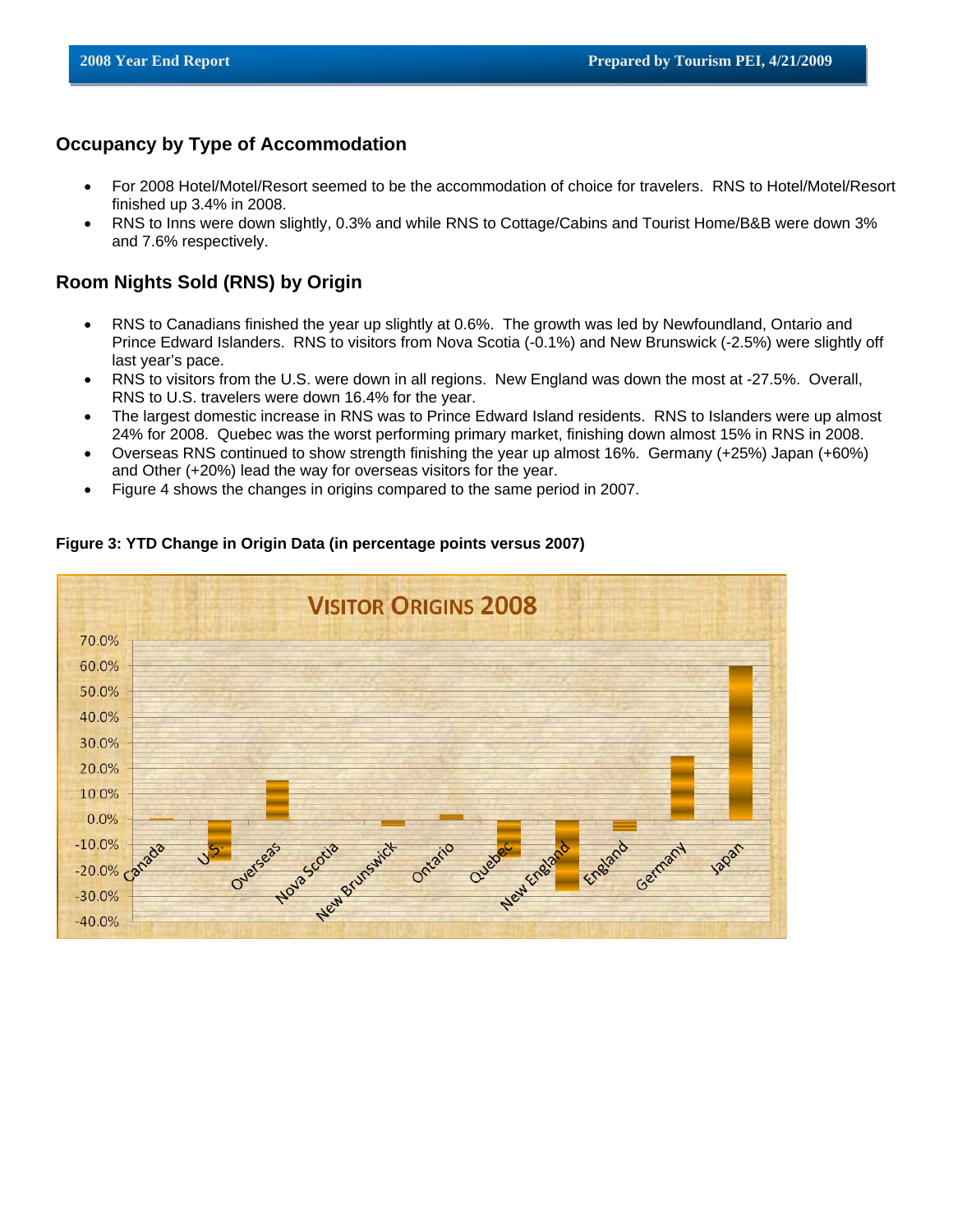## Occupancy by Type of Accommodation

- For 2008 Hotel/Motel/Resort seemed to be the accommodation of choice for travelers. RNS to Hotel/Motel/Resort finished up 3.4% in 2008.
- RNS to Inns were down slightly, 0.3% and while RNS to Cottage/Cabins and Tourist Home/B&B were down 3% and 7.6% respectively.

## Room Nights Sold (RNS) by Origin

- RNS to Canadians finished the year up slightly at 0.6%. The growth was led by Newfoundland, Ontario and Prince Edward Islanders. RNS to visitors from Nova Scotia (-0.1%) and New Brunswick (-2.5%) were slightly off last year's pace.
- RNS to visitors from the U.S. were down in all regions. New England was down the most at -27.5%. Overall, RNS to U.S. travelers were down 16.4% for the year.
- The largest domestic increase in RNS was to Prince Edward Island residents. RNS to Islanders were up almost 24% for 2008. Quebec was the worst performing primary market, finishing down almost 15% in RNS in 2008.
- Overseas RNS continued to show strength finishing the year up almost 16%. Germany (+25%) Japan (+60%) and Other (+20%) lead the way for overseas visitors for the year.
- Figure 4 shows the changes in origins compared to the same period in 2007.

**Figure 3: YTD Change in Origin Data (in percentage points versus 2007)**

**VISITOR ORIGINS 2008**

Chart categories: Canada, U.S., Overseas, Nova Scotia, New Brunswick, Ontario, Quebec, New England, England, Germany, Japan (y-axis from -40.0% to 70.0%)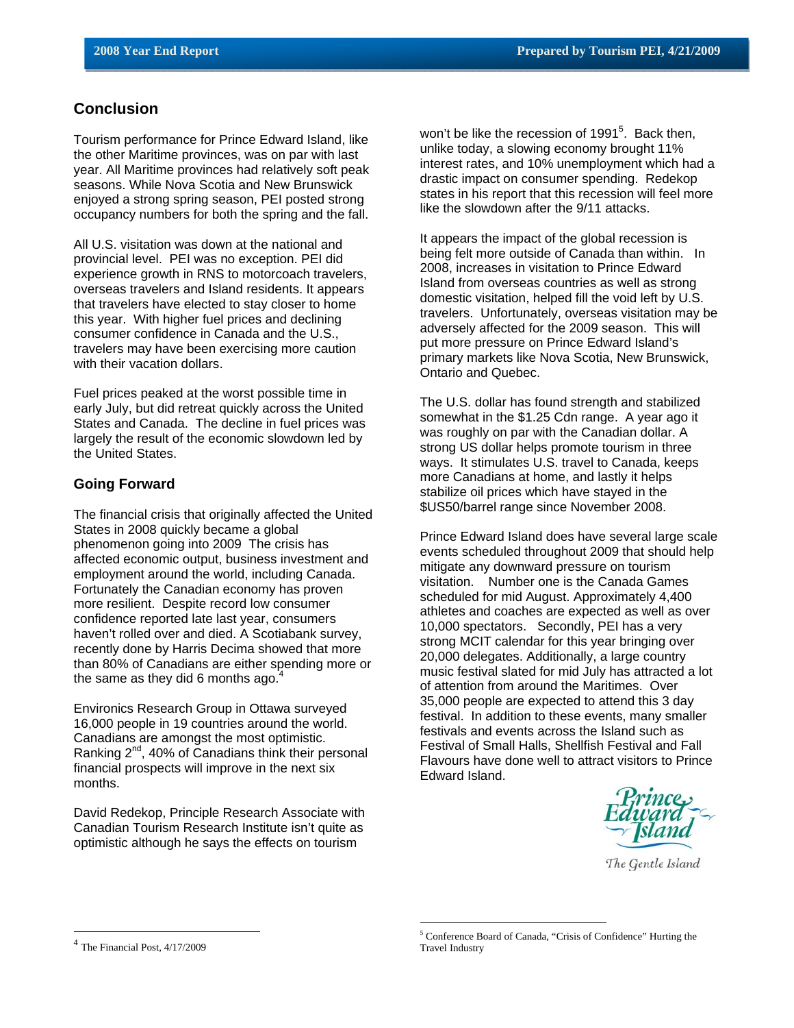## Conclusion

Tourism performance for Prince Edward Island, like the other Maritime provinces, was on par with last year. All Maritime provinces had relatively soft peak seasons. While Nova Scotia and New Brunswick enjoyed a strong spring season, PEI posted strong occupancy numbers for both the spring and the fall.

All U.S. visitation was down at the national and provincial level. PEI was no exception. PEI did experience growth in RNS to motorcoach travelers, overseas travelers and Island residents. It appears that travelers have elected to stay closer to home this year. With higher fuel prices and declining consumer confidence in Canada and the U.S., travelers may have been exercising more caution with their vacation dollars.

Fuel prices peaked at the worst possible time in early July, but did retreat quickly across the United States and Canada. The decline in fuel prices was largely the result of the economic slowdown led by the United States.

## Going Forward

The financial crisis that originally affected the United States in 2008 quickly became a global phenomenon going into 2009 The crisis has affected economic output, business investment and employment around the world, including Canada. Fortunately the Canadian economy has proven more resilient. Despite record low consumer confidence reported late last year, consumers haven't rolled over and died. A Scotiabank survey, recently done by Harris Decima showed that more than 80% of Canadians are either spending more or the same as they did 6 months ago.[4]

Environics Research Group in Ottawa surveyed 16,000 people in 19 countries around the world. Canadians are amongst the most optimistic. Ranking 2nd, 40% of Canadians think their personal financial prospects will improve in the next six months.

David Redekop, Principle Research Associate with Canadian Tourism Research Institute isn't quite as optimistic although he says the effects on tourism won't be like the recession of 1991[5]. Back then, unlike today, a slowing economy brought 11% interest rates, and 10% unemployment which had a drastic impact on consumer spending. Redekop states in his report that this recession will feel more like the slowdown after the 9/11 attacks.

It appears the impact of the global recession is being felt more outside of Canada than within. In 2008, increases in visitation to Prince Edward Island from overseas countries as well as strong domestic visitation, helped fill the void left by U.S. travelers. Unfortunately, overseas visitation may be adversely affected for the 2009 season. This will put more pressure on Prince Edward Island's primary markets like Nova Scotia, New Brunswick, Ontario and Quebec.

The U.S. dollar has found strength and stabilized somewhat in the $1.25 Cdn range. A year ago it was roughly on par with the Canadian dollar. A strong US dollar helps promote tourism in three ways. It stimulates U.S. travel to Canada, keeps more Canadians at home, and lastly it helps stabilize oil prices which have stayed in the $US50/barrel range since November 2008.

Prince Edward Island does have several large scale events scheduled throughout 2009 that should help mitigate any downward pressure on tourism visitation. Number one is the Canada Games scheduled for mid August. Approximately 4,400 athletes and coaches are expected as well as over 10,000 spectators. Secondly, PEI has a very strong MCIT calendar for this year bringing over 20,000 delegates. Additionally, a large country music festival slated for mid July has attracted a lot of attention from around the Maritimes. Over 35,000 people are expected to attend this 3 day festival. In addition to these events, many smaller festivals and events across the Island such as Festival of Small Halls, Shellfish Festival and Fall Flavours have done well to attract visitors to Prince Edward Island.

[4] The Financial Post, 4/17/2009

[5] Conference Board of Canada, "Crisis of Confidence" Hurting the Travel Industry